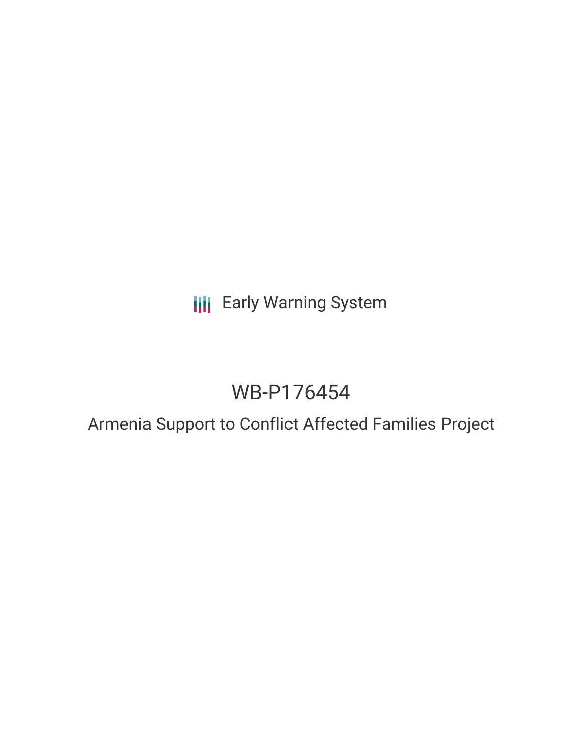Early Warning System

# WB-P176454

## Armenia Support to Conflict Affected Families Project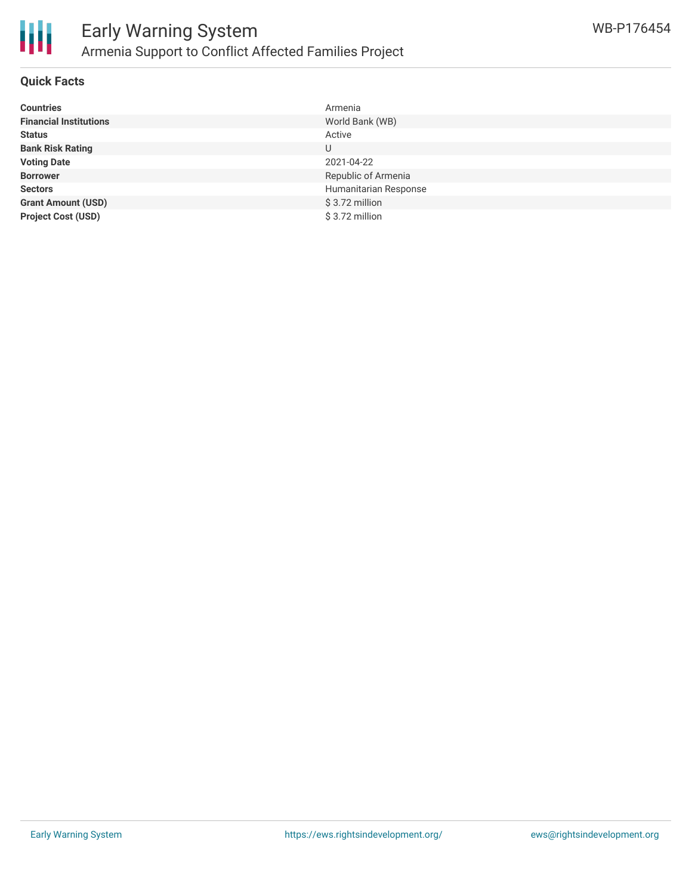## Quick Facts

| | |
|---|---|
| **Countries** | Armenia |
| **Financial Institutions** | World Bank (WB) |
| **Status** | Active |
| **Bank Risk Rating** | U |
| **Voting Date** | 2021-04-22 |
| **Borrower** | Republic of Armenia |
| **Sectors** | Humanitarian Response |
| **Grant Amount (USD)** | $ 3.72 million |
| **Project Cost (USD)** | $ 3.72 million |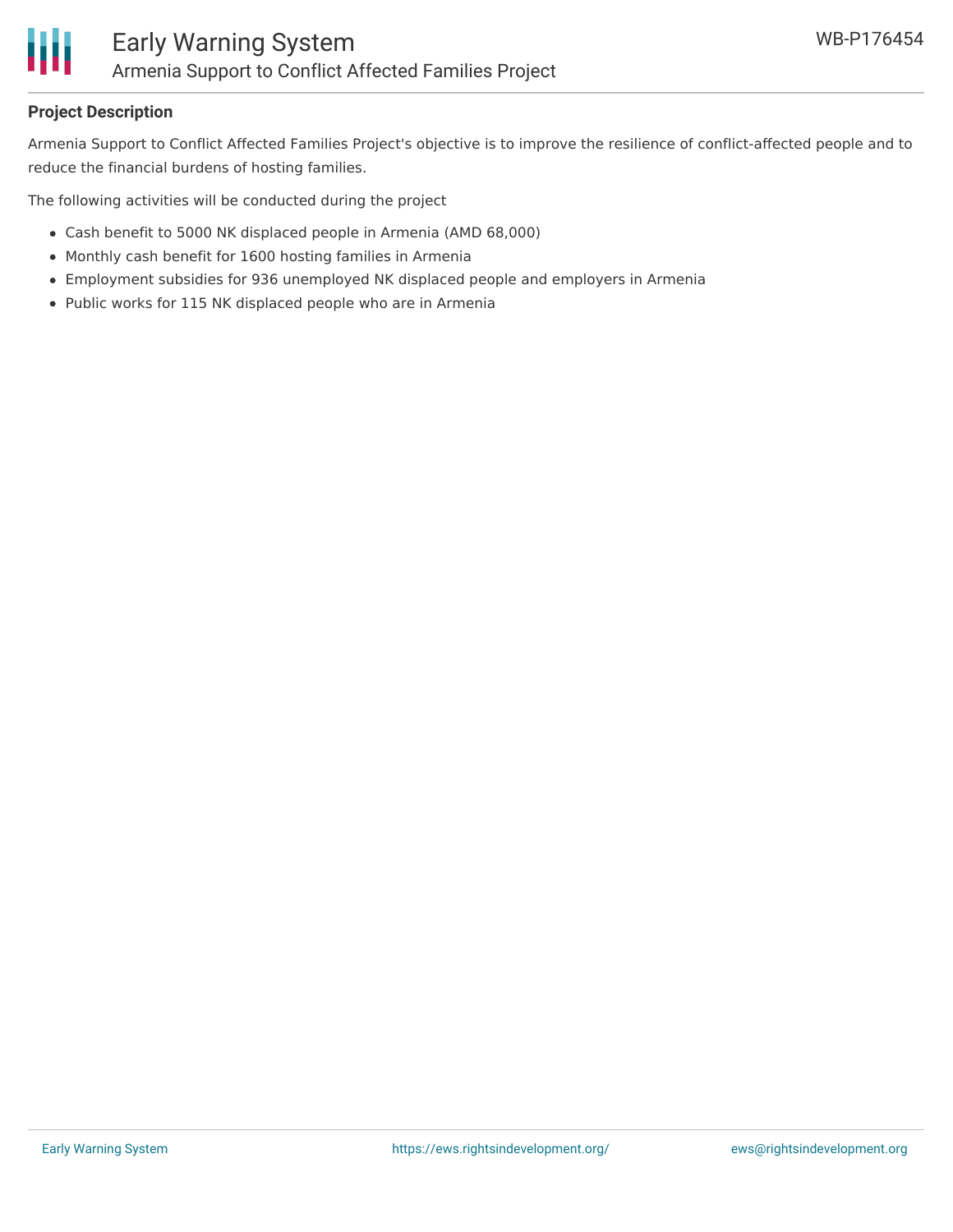## Project Description

Armenia Support to Conflict Affected Families Project's objective is to improve the resilience of conflict-affected people and to reduce the financial burdens of hosting families.

The following activities will be conducted during the project

- Cash benefit to 5000 NK displaced people in Armenia (AMD 68,000)
- Monthly cash benefit for 1600 hosting families in Armenia
- Employment subsidies for 936 unemployed NK displaced people and employers in Armenia
- Public works for 115 NK displaced people who are in Armenia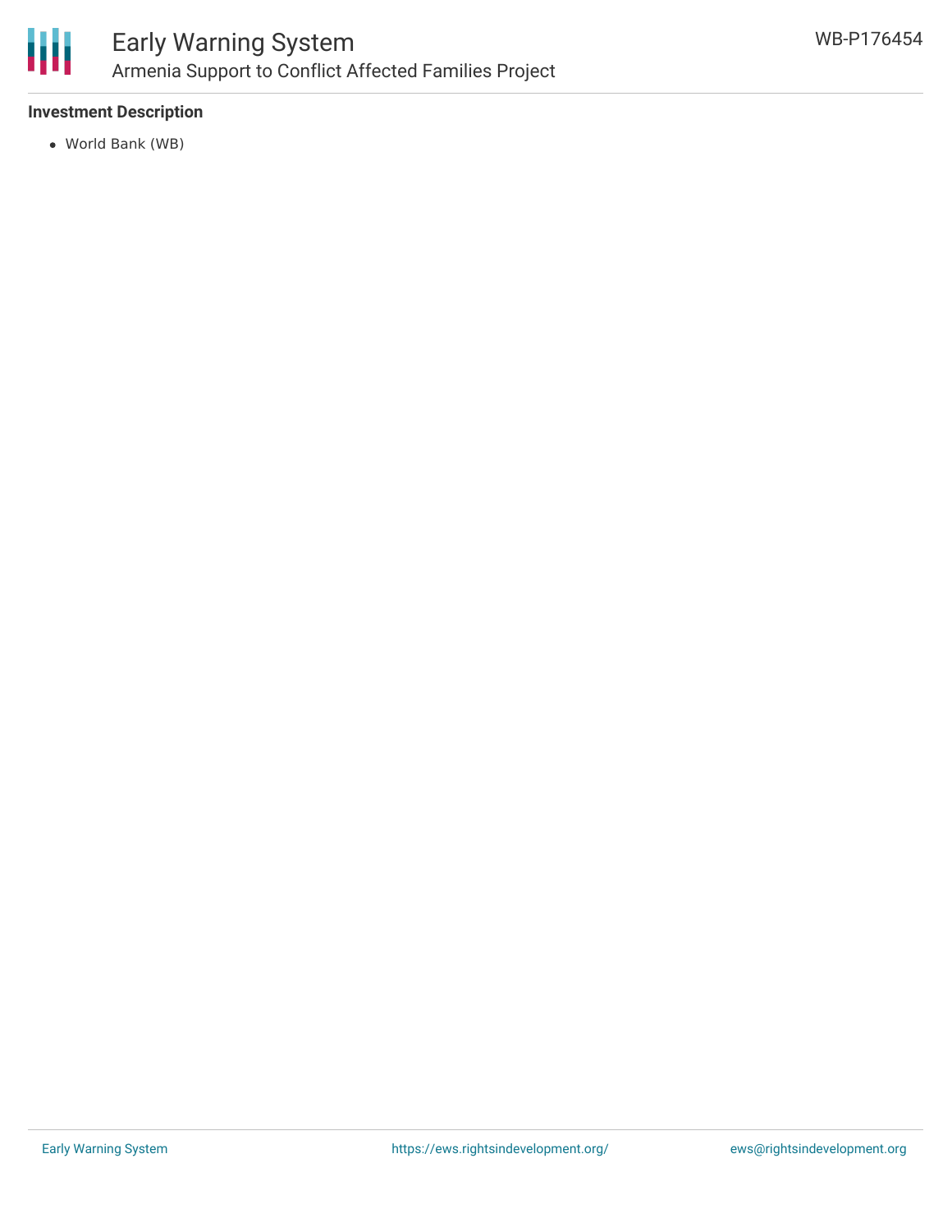**Investment Description**

- World Bank (WB)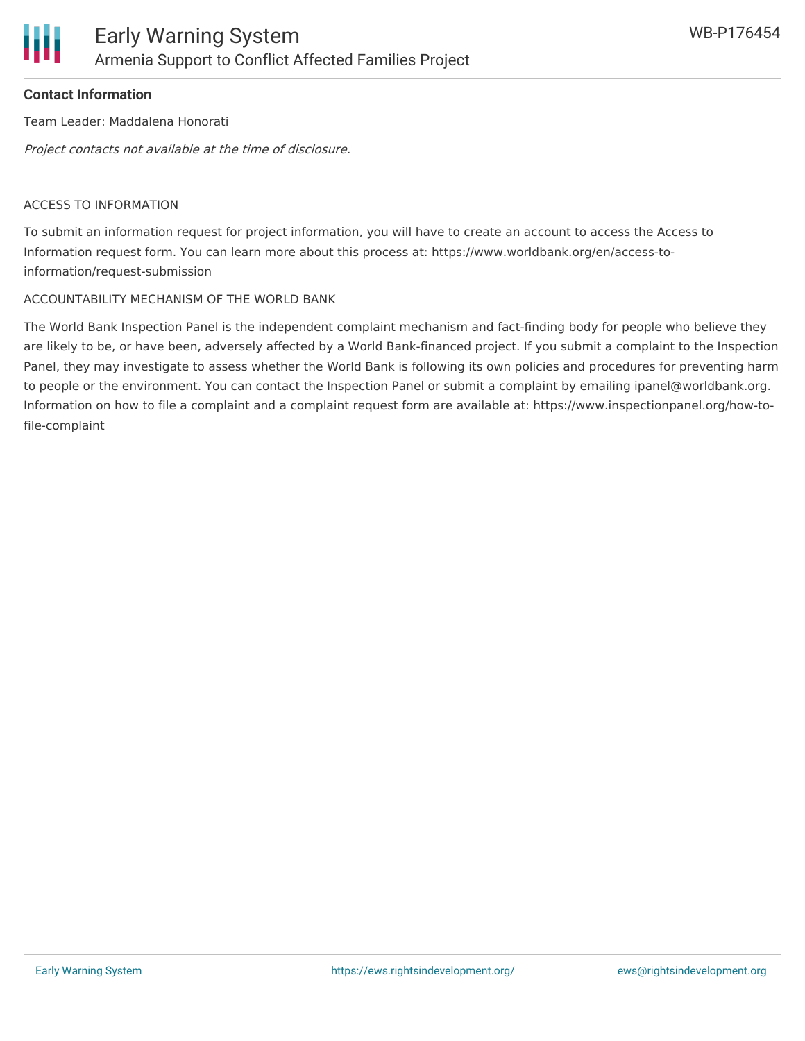**Contact Information**

Team Leader: Maddalena Honorati

*Project contacts not available at the time of disclosure.*

ACCESS TO INFORMATION

To submit an information request for project information, you will have to create an account to access the Access to Information request form. You can learn more about this process at: https://www.worldbank.org/en/access-to-information/request-submission

ACCOUNTABILITY MECHANISM OF THE WORLD BANK

The World Bank Inspection Panel is the independent complaint mechanism and fact-finding body for people who believe they are likely to be, or have been, adversely affected by a World Bank-financed project. If you submit a complaint to the Inspection Panel, they may investigate to assess whether the World Bank is following its own policies and procedures for preventing harm to people or the environment. You can contact the Inspection Panel or submit a complaint by emailing ipanel@worldbank.org. Information on how to file a complaint and a complaint request form are available at: https://www.inspectionpanel.org/how-to-file-complaint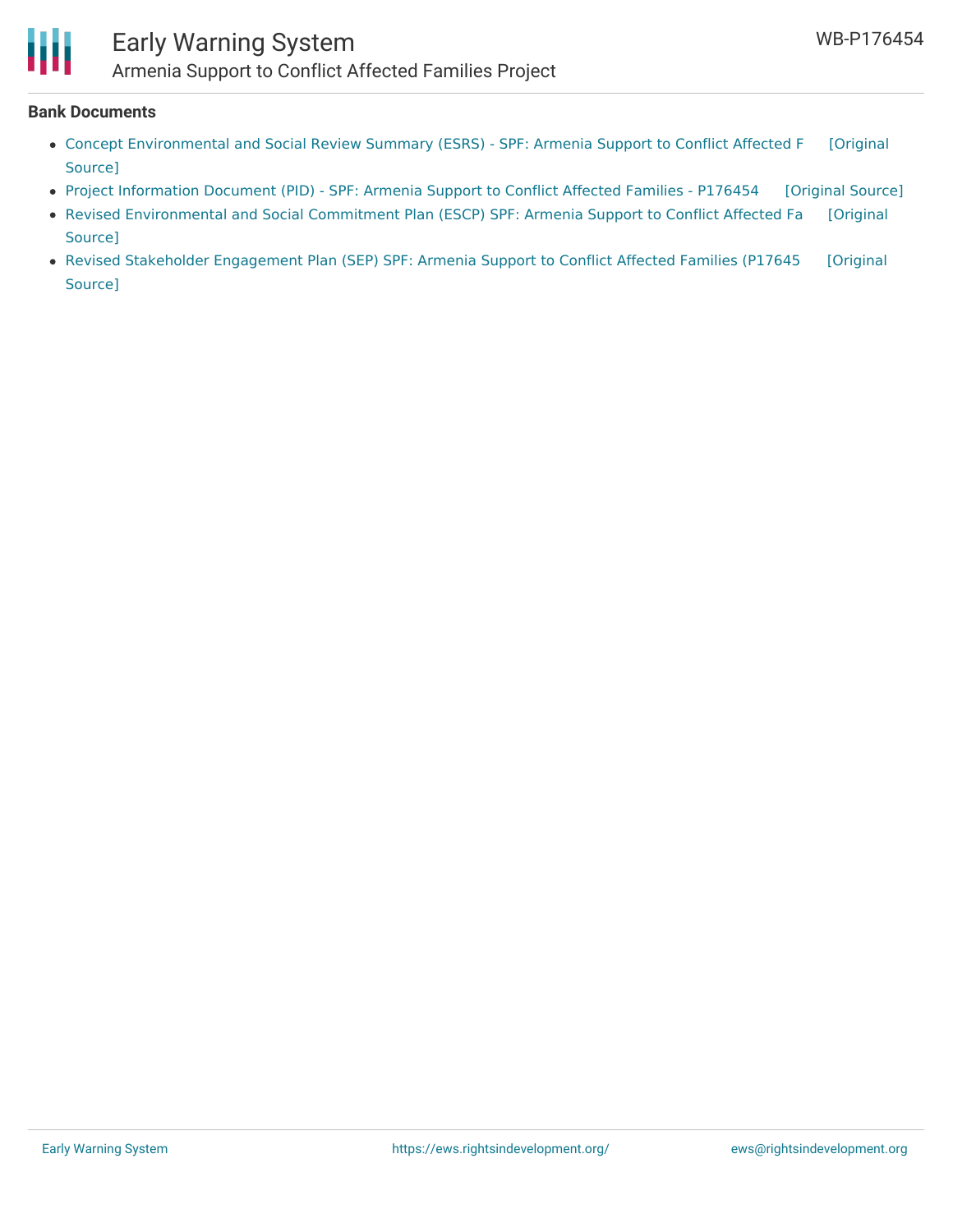**Bank Documents**

- Concept Environmental and Social Review Summary (ESRS) - SPF: Armenia Support to Conflict Affected F [Original Source]
- Project Information Document (PID) - SPF: Armenia Support to Conflict Affected Families - P176454 [Original Source]
- Revised Environmental and Social Commitment Plan (ESCP) SPF: Armenia Support to Conflict Affected Fa [Original Source]
- Revised Stakeholder Engagement Plan (SEP) SPF: Armenia Support to Conflict Affected Families (P17645 [Original Source]